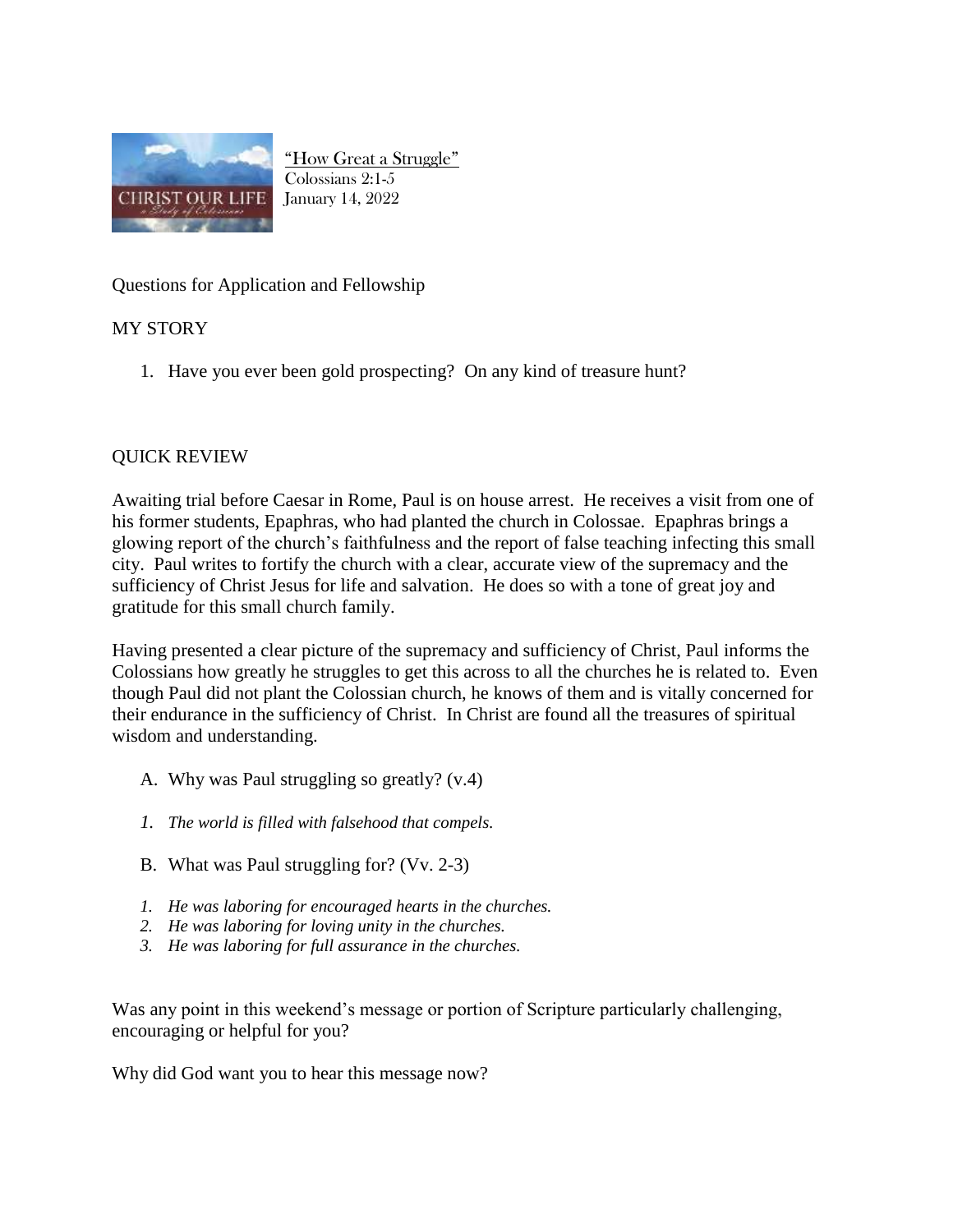"How Great a Struggle"
Colossians 2:1-5
January 14, 2022

Questions for Application and Fellowship

MY STORY

1. Have you ever been gold prospecting? On any kind of treasure hunt?

QUICK REVIEW

Awaiting trial before Caesar in Rome, Paul is on house arrest. He receives a visit from one of his former students, Epaphras, who had planted the church in Colossae. Epaphras brings a glowing report of the church's faithfulness and the report of false teaching infecting this small city. Paul writes to fortify the church with a clear, accurate view of the supremacy and the sufficiency of Christ Jesus for life and salvation. He does so with a tone of great joy and gratitude for this small church family.

Having presented a clear picture of the supremacy and sufficiency of Christ, Paul informs the Colossians how greatly he struggles to get this across to all the churches he is related to. Even though Paul did not plant the Colossian church, he knows of them and is vitally concerned for their endurance in the sufficiency of Christ. In Christ are found all the treasures of spiritual wisdom and understanding.

A. Why was Paul struggling so greatly? (v.4)

*1. The world is filled with falsehood that compels.*

B. What was Paul struggling for? (Vv. 2-3)

*1. He was laboring for encouraged hearts in the churches.*
*2. He was laboring for loving unity in the churches.*
*3. He was laboring for full assurance in the churches.*

Was any point in this weekend's message or portion of Scripture particularly challenging, encouraging or helpful for you?

Why did God want you to hear this message now?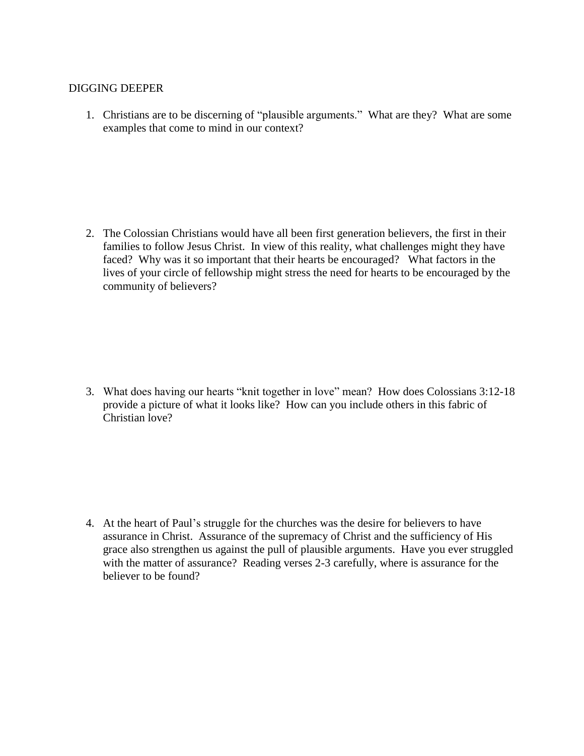DIGGING DEEPER

1. Christians are to be discerning of "plausible arguments." What are they? What are some examples that come to mind in our context?

2. The Colossian Christians would have all been first generation believers, the first in their families to follow Jesus Christ. In view of this reality, what challenges might they have faced? Why was it so important that their hearts be encouraged? What factors in the lives of your circle of fellowship might stress the need for hearts to be encouraged by the community of believers?

3. What does having our hearts "knit together in love" mean? How does Colossians 3:12-18 provide a picture of what it looks like? How can you include others in this fabric of Christian love?

4. At the heart of Paul's struggle for the churches was the desire for believers to have assurance in Christ. Assurance of the supremacy of Christ and the sufficiency of His grace also strengthen us against the pull of plausible arguments. Have you ever struggled with the matter of assurance? Reading verses 2-3 carefully, where is assurance for the believer to be found?